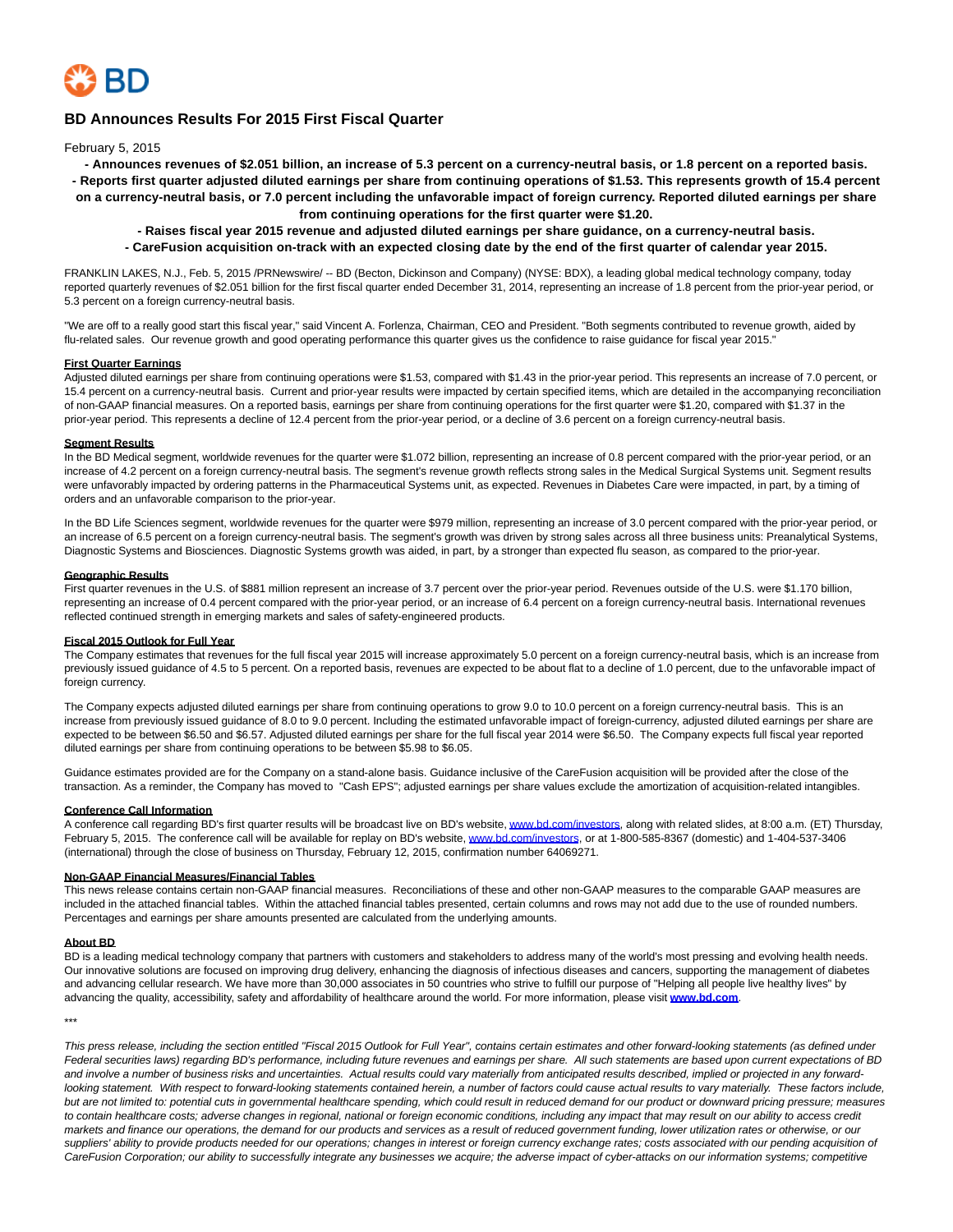# BD Announces Results For 2015 First Fiscal Quarter

February 5, 2015

**- Announces revenues of $2.051 billion, an increase of 5.3 percent on a currency-neutral basis, or 1.8 percent on a reported basis.**
**- Reports first quarter adjusted diluted earnings per share from continuing operations of $1.53. This represents growth of 15.4 percent on a currency-neutral basis, or 7.0 percent including the unfavorable impact of foreign currency. Reported diluted earnings per share from continuing operations for the first quarter were $1.20.**
**- Raises fiscal year 2015 revenue and adjusted diluted earnings per share guidance, on a currency-neutral basis.**
**- CareFusion acquisition on-track with an expected closing date by the end of the first quarter of calendar year 2015.**

FRANKLIN LAKES, N.J., Feb. 5, 2015 /PRNewswire/ -- BD (Becton, Dickinson and Company) (NYSE: BDX), a leading global medical technology company, today reported quarterly revenues of $2.051 billion for the first fiscal quarter ended December 31, 2014, representing an increase of 1.8 percent from the prior-year period, or 5.3 percent on a foreign currency-neutral basis.

"We are off to a really good start this fiscal year," said Vincent A. Forlenza, Chairman, CEO and President. "Both segments contributed to revenue growth, aided by flu-related sales. Our revenue growth and good operating performance this quarter gives us the confidence to raise guidance for fiscal year 2015."

**First Quarter Earnings**

Adjusted diluted earnings per share from continuing operations were $1.53, compared with $1.43 in the prior-year period. This represents an increase of 7.0 percent, or 15.4 percent on a currency-neutral basis. Current and prior-year results were impacted by certain specified items, which are detailed in the accompanying reconciliation of non-GAAP financial measures. On a reported basis, earnings per share from continuing operations for the first quarter were $1.20, compared with $1.37 in the prior-year period. This represents a decline of 12.4 percent from the prior-year period, or a decline of 3.6 percent on a foreign currency-neutral basis.

**Segment Results**

In the BD Medical segment, worldwide revenues for the quarter were $1.072 billion, representing an increase of 0.8 percent compared with the prior-year period, or an increase of 4.2 percent on a foreign currency-neutral basis. The segment's revenue growth reflects strong sales in the Medical Surgical Systems unit. Segment results were unfavorably impacted by ordering patterns in the Pharmaceutical Systems unit, as expected. Revenues in Diabetes Care were impacted, in part, by a timing of orders and an unfavorable comparison to the prior-year.

In the BD Life Sciences segment, worldwide revenues for the quarter were $979 million, representing an increase of 3.0 percent compared with the prior-year period, or an increase of 6.5 percent on a foreign currency-neutral basis. The segment's growth was driven by strong sales across all three business units: Preanalytical Systems, Diagnostic Systems and Biosciences. Diagnostic Systems growth was aided, in part, by a stronger than expected flu season, as compared to the prior-year.

**Geographic Results**

First quarter revenues in the U.S. of $881 million represent an increase of 3.7 percent over the prior-year period. Revenues outside of the U.S. were $1.170 billion, representing an increase of 0.4 percent compared with the prior-year period, or an increase of 6.4 percent on a foreign currency-neutral basis. International revenues reflected continued strength in emerging markets and sales of safety-engineered products.

**Fiscal 2015 Outlook for Full Year**

The Company estimates that revenues for the full fiscal year 2015 will increase approximately 5.0 percent on a foreign currency-neutral basis, which is an increase from previously issued guidance of 4.5 to 5 percent. On a reported basis, revenues are expected to be about flat to a decline of 1.0 percent, due to the unfavorable impact of foreign currency.

The Company expects adjusted diluted earnings per share from continuing operations to grow 9.0 to 10.0 percent on a foreign currency-neutral basis. This is an increase from previously issued guidance of 8.0 to 9.0 percent. Including the estimated unfavorable impact of foreign-currency, adjusted diluted earnings per share are expected to be between $6.50 and $6.57. Adjusted diluted earnings per share for the full fiscal year 2014 were $6.50. The Company expects full fiscal year reported diluted earnings per share from continuing operations to be between $5.98 to $6.05.

Guidance estimates provided are for the Company on a stand-alone basis. Guidance inclusive of the CareFusion acquisition will be provided after the close of the transaction. As a reminder, the Company has moved to "Cash EPS"; adjusted earnings per share values exclude the amortization of acquisition-related intangibles.

**Conference Call Information**

A conference call regarding BD's first quarter results will be broadcast live on BD's website, www.bd.com/investors, along with related slides, at 8:00 a.m. (ET) Thursday, February 5, 2015. The conference call will be available for replay on BD's website, www.bd.com/investors, or at 1-800-585-8367 (domestic) and 1-404-537-3406 (international) through the close of business on Thursday, February 12, 2015, confirmation number 64069271.

**Non-GAAP Financial Measures/Financial Tables**

This news release contains certain non-GAAP financial measures. Reconciliations of these and other non-GAAP measures to the comparable GAAP measures are included in the attached financial tables. Within the attached financial tables presented, certain columns and rows may not add due to the use of rounded numbers. Percentages and earnings per share amounts presented are calculated from the underlying amounts.

**About BD**

BD is a leading medical technology company that partners with customers and stakeholders to address many of the world's most pressing and evolving health needs. Our innovative solutions are focused on improving drug delivery, enhancing the diagnosis of infectious diseases and cancers, supporting the management of diabetes and advancing cellular research. We have more than 30,000 associates in 50 countries who strive to fulfill our purpose of "Helping all people live healthy lives" by advancing the quality, accessibility, safety and affordability of healthcare around the world. For more information, please visit **www.bd.com**.

***

*This press release, including the section entitled "Fiscal 2015 Outlook for Full Year", contains certain estimates and other forward-looking statements (as defined under Federal securities laws) regarding BD's performance, including future revenues and earnings per share. All such statements are based upon current expectations of BD and involve a number of business risks and uncertainties. Actual results could vary materially from anticipated results described, implied or projected in any forward-looking statement. With respect to forward-looking statements contained herein, a number of factors could cause actual results to vary materially. These factors include, but are not limited to: potential cuts in governmental healthcare spending, which could result in reduced demand for our product or downward pricing pressure; measures to contain healthcare costs; adverse changes in regional, national or foreign economic conditions, including any impact that may result on our ability to access credit markets and finance our operations, the demand for our products and services as a result of reduced government funding, lower utilization rates or otherwise, or our suppliers' ability to provide products needed for our operations; changes in interest or foreign currency exchange rates; costs associated with our pending acquisition of CareFusion Corporation; our ability to successfully integrate any businesses we acquire; the adverse impact of cyber-attacks on our information systems; competitive*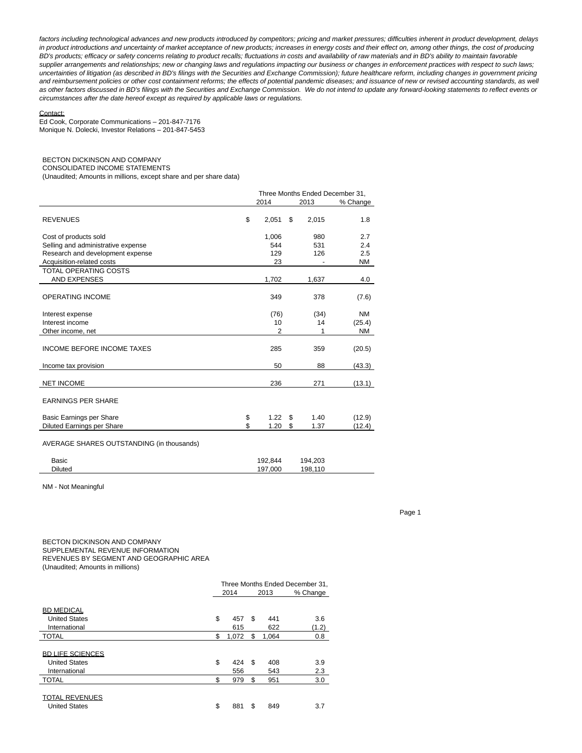*factors including technological advances and new products introduced by competitors; pricing and market pressures; difficulties inherent in product development, delays in product introductions and uncertainty of market acceptance of new products; increases in energy costs and their effect on, among other things, the cost of producing BD's products; efficacy or safety concerns relating to product recalls; fluctuations in costs and availability of raw materials and in BD's ability to maintain favorable supplier arrangements and relationships; new or changing laws and regulations impacting our business or changes in enforcement practices with respect to such laws; uncertainties of litigation (as described in BD's filings with the Securities and Exchange Commission); future healthcare reform, including changes in government pricing and reimbursement policies or other cost containment reforms; the effects of potential pandemic diseases; and issuance of new or revised accounting standards, as well as other factors discussed in BD's filings with the Securities and Exchange Commission. We do not intend to update any forward-looking statements to reflect events or circumstances after the date hereof except as required by applicable laws or regulations.*

Contact:
Ed Cook, Corporate Communications – 201-847-7176
Monique N. Dolecki, Investor Relations – 201-847-5453

BECTON DICKINSON AND COMPANY
CONSOLIDATED INCOME STATEMENTS
(Unaudited; Amounts in millions, except share and per share data)

| | Three Months Ended December 31, | | |
|---|---|---|---|
| | 2014 | 2013 | % Change |
| REVENUES | $ 2,051 | $ 2,015 | 1.8 |
| Cost of products sold | 1,006 | 980 | 2.7 |
| Selling and administrative expense | 544 | 531 | 2.4 |
| Research and development expense | 129 | 126 | 2.5 |
| Acquisition-related costs | 23 | - | NM |
| TOTAL OPERATING COSTS AND EXPENSES | 1,702 | 1,637 | 4.0 |
| OPERATING INCOME | 349 | 378 | (7.6) |
| Interest expense | (76) | (34) | NM |
| Interest income | 10 | 14 | (25.4) |
| Other income, net | 2 | 1 | NM |
| INCOME BEFORE INCOME TAXES | 285 | 359 | (20.5) |
| Income tax provision | 50 | 88 | (43.3) |
| NET INCOME | 236 | 271 | (13.1) |
| EARNINGS PER SHARE | | | |
| Basic Earnings per Share | $ 1.22 | $ 1.40 | (12.9) |
| Diluted Earnings per Share | $ 1.20 | $ 1.37 | (12.4) |
| AVERAGE SHARES OUTSTANDING (in thousands) | | | |
| Basic | 192,844 | 194,203 | |
| Diluted | 197,000 | 198,110 | |

NM - Not Meaningful

BECTON DICKINSON AND COMPANY
SUPPLEMENTAL REVENUE INFORMATION
REVENUES BY SEGMENT AND GEOGRAPHIC AREA
(Unaudited; Amounts in millions)

| | Three Months Ended December 31, | | |
|---|---|---|---|
| | 2014 | 2013 | % Change |
| BD MEDICAL | | | |
| United States | $ 457 | $ 441 | 3.6 |
| International | 615 | 622 | (1.2) |
| TOTAL | $ 1,072 | $ 1,064 | 0.8 |
| BD LIFE SCIENCES | | | |
| United States | $ 424 | $ 408 | 3.9 |
| International | 556 | 543 | 2.3 |
| TOTAL | $ 979 | $ 951 | 3.0 |
| TOTAL REVENUES | | | |
| United States | $ 881 | $ 849 | 3.7 |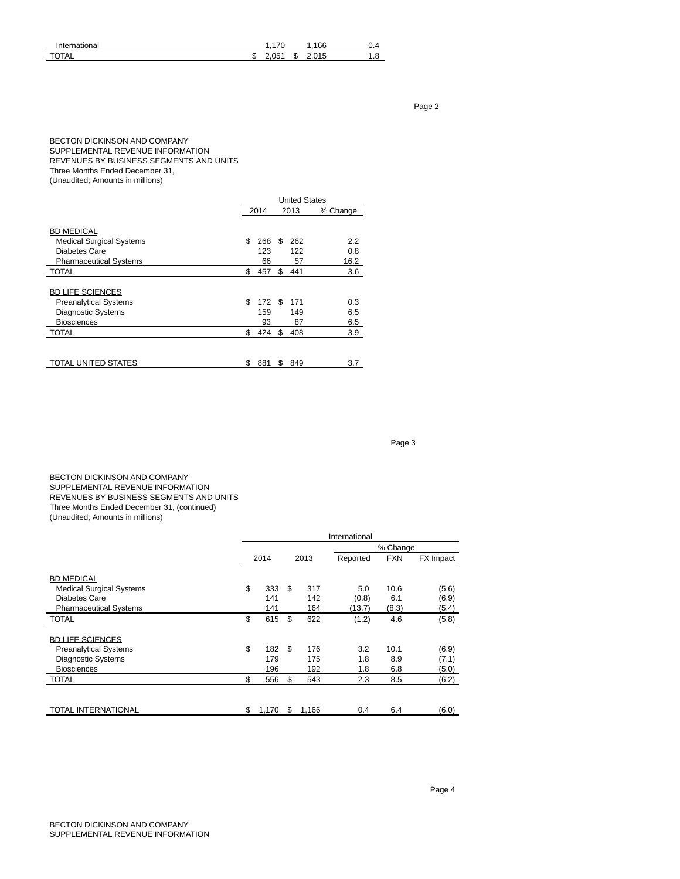| | | | |
|---|---|---|---|
| International | 1,170 | 1,166 | 0.4 |
| TOTAL | $ 2,051 | $ 2,015 | 1.8 |

BECTON DICKINSON AND COMPANY
SUPPLEMENTAL REVENUE INFORMATION
REVENUES BY BUSINESS SEGMENTS AND UNITS
Three Months Ended December 31,
(Unaudited; Amounts in millions)

| | United States | | |
|---|---|---|---|
| | 2014 | 2013 | % Change |
| BD MEDICAL | | | |
| Medical Surgical Systems | $ 268 | $ 262 | 2.2 |
| Diabetes Care | 123 | 122 | 0.8 |
| Pharmaceutical Systems | 66 | 57 | 16.2 |
| TOTAL | $ 457 | $ 441 | 3.6 |
| BD LIFE SCIENCES | | | |
| Preanalytical Systems | $ 172 | $ 171 | 0.3 |
| Diagnostic Systems | 159 | 149 | 6.5 |
| Biosciences | 93 | 87 | 6.5 |
| TOTAL | $ 424 | $ 408 | 3.9 |
| TOTAL UNITED STATES | $ 881 | $ 849 | 3.7 |

BECTON DICKINSON AND COMPANY
SUPPLEMENTAL REVENUE INFORMATION
REVENUES BY BUSINESS SEGMENTS AND UNITS
Three Months Ended December 31, (continued)
(Unaudited; Amounts in millions)

| | International | | | | |
|---|---|---|---|---|---|
| | | | % Change | | |
| | 2014 | 2013 | Reported | FXN | FX Impact |
| BD MEDICAL | | | | | |
| Medical Surgical Systems | $ 333 | $ 317 | 5.0 | 10.6 | (5.6) |
| Diabetes Care | 141 | 142 | (0.8) | 6.1 | (6.9) |
| Pharmaceutical Systems | 141 | 164 | (13.7) | (8.3) | (5.4) |
| TOTAL | $ 615 | $ 622 | (1.2) | 4.6 | (5.8) |
| BD LIFE SCIENCES | | | | | |
| Preanalytical Systems | $ 182 | $ 176 | 3.2 | 10.1 | (6.9) |
| Diagnostic Systems | 179 | 175 | 1.8 | 8.9 | (7.1) |
| Biosciences | 196 | 192 | 1.8 | 6.8 | (5.0) |
| TOTAL | $ 556 | $ 543 | 2.3 | 8.5 | (6.2) |
| TOTAL INTERNATIONAL | $ 1,170 | $ 1,166 | 0.4 | 6.4 | (6.0) |

BECTON DICKINSON AND COMPANY
SUPPLEMENTAL REVENUE INFORMATION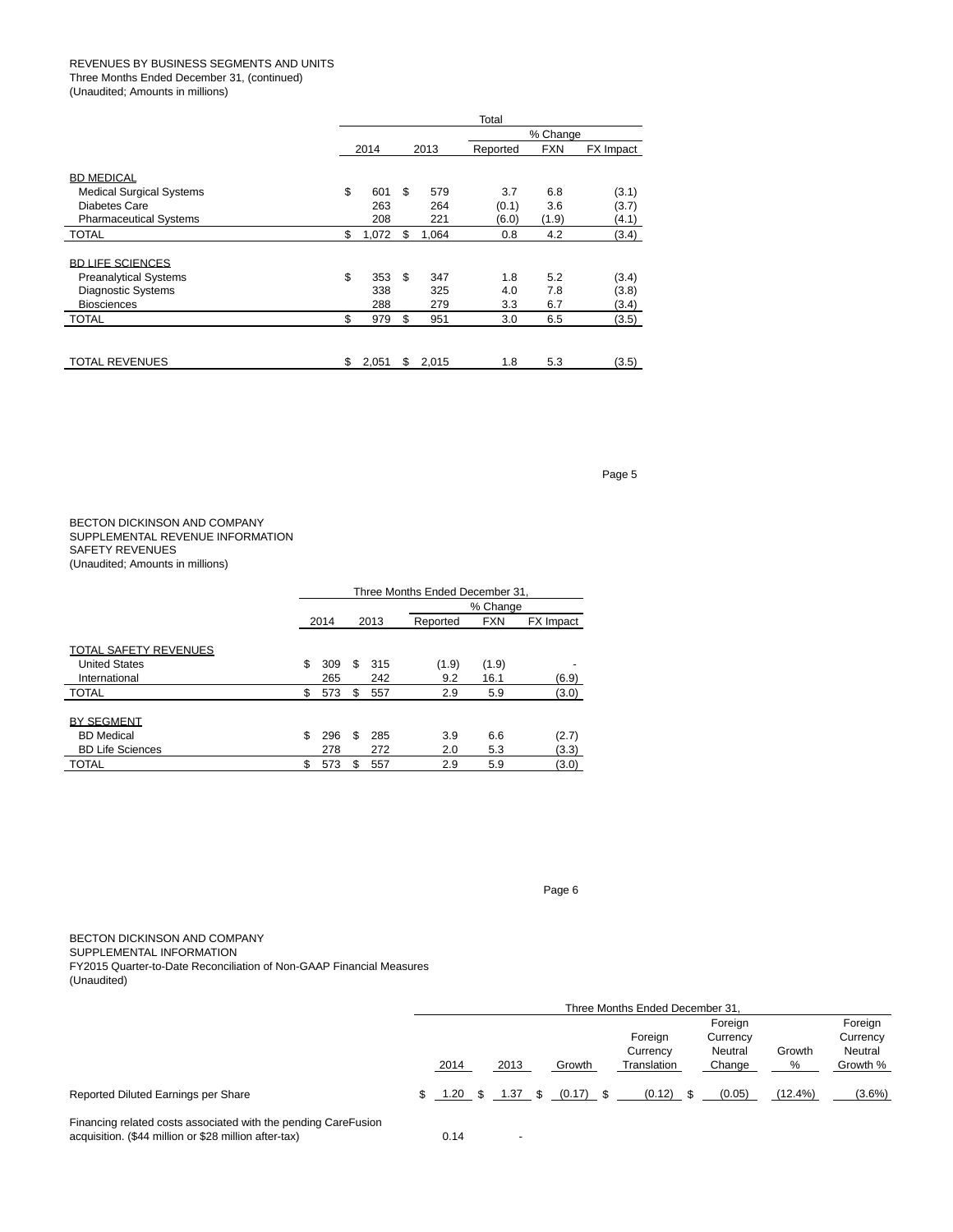REVENUES BY BUSINESS SEGMENTS AND UNITS
Three Months Ended December 31, (continued)
(Unaudited; Amounts in millions)

| | Total | | | | |
|---|---|---|---|---|---|
| | | | % Change | | |
| | 2014 | 2013 | Reported | FXN | FX Impact |
| BD MEDICAL | | | | | |
| Medical Surgical Systems | $ 601 | $ 579 | 3.7 | 6.8 | (3.1) |
| Diabetes Care | 263 | 264 | (0.1) | 3.6 | (3.7) |
| Pharmaceutical Systems | 208 | 221 | (6.0) | (1.9) | (4.1) |
| TOTAL | $ 1,072 | $ 1,064 | 0.8 | 4.2 | (3.4) |
| BD LIFE SCIENCES | | | | | |
| Preanalytical Systems | $ 353 | $ 347 | 1.8 | 5.2 | (3.4) |
| Diagnostic Systems | 338 | 325 | 4.0 | 7.8 | (3.8) |
| Biosciences | 288 | 279 | 3.3 | 6.7 | (3.4) |
| TOTAL | $ 979 | $ 951 | 3.0 | 6.5 | (3.5) |
| TOTAL REVENUES | $ 2,051 | $ 2,015 | 1.8 | 5.3 | (3.5) |

BECTON DICKINSON AND COMPANY
SUPPLEMENTAL REVENUE INFORMATION
SAFETY REVENUES
(Unaudited; Amounts in millions)

| | Three Months Ended December 31, | | | | |
|---|---|---|---|---|---|
| | | | % Change | | |
| | 2014 | 2013 | Reported | FXN | FX Impact |
| TOTAL SAFETY REVENUES | | | | | |
| United States | $ 309 | $ 315 | (1.9) | (1.9) | - |
| International | 265 | 242 | 9.2 | 16.1 | (6.9) |
| TOTAL | $ 573 | $ 557 | 2.9 | 5.9 | (3.0) |
| BY SEGMENT | | | | | |
| BD Medical | $ 296 | $ 285 | 3.9 | 6.6 | (2.7) |
| BD Life Sciences | 278 | 272 | 2.0 | 5.3 | (3.3) |
| TOTAL | $ 573 | $ 557 | 2.9 | 5.9 | (3.0) |

BECTON DICKINSON AND COMPANY
SUPPLEMENTAL INFORMATION
FY2015 Quarter-to-Date Reconciliation of Non-GAAP Financial Measures
(Unaudited)

| | Three Months Ended December 31, | | | | | | |
|---|---|---|---|---|---|---|---|
| | 2014 | 2013 | Growth | Foreign Currency Translation | Foreign Currency Neutral Change | Growth % | Foreign Currency Neutral Growth % |
| Reported Diluted Earnings per Share | $ 1.20 | $ 1.37 | $ (0.17) | $ (0.12) | $ (0.05) | (12.4%) | (3.6%) |
| Financing related costs associated with the pending CareFusion acquisition. ($44 million or $28 million after-tax) | 0.14 | - | | | | | |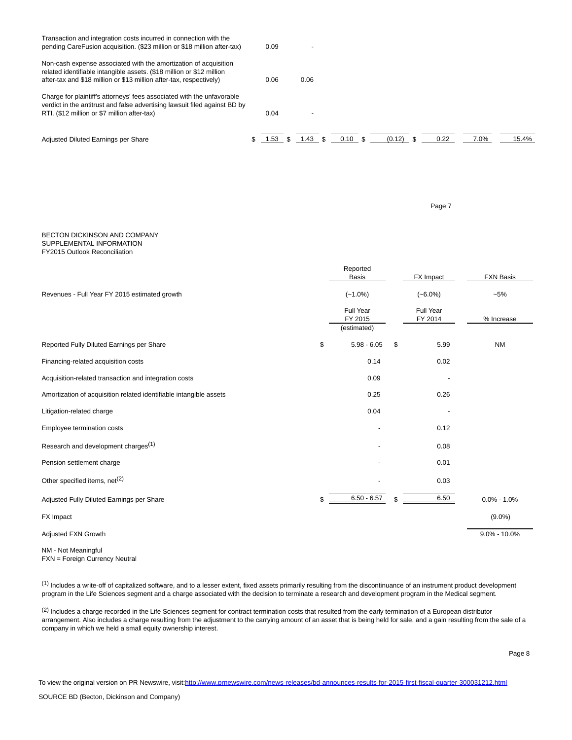| | | | | | | | |
|---|---|---|---|---|---|---|---|
| Transaction and integration costs incurred in connection with the pending CareFusion acquisition. ($23 million or $18 million after-tax) | 0.09 | - | | | | | |
| Non-cash expense associated with the amortization of acquisition related identifiable intangible assets. ($18 million or $12 million after-tax and $18 million or $13 million after-tax, respectively) | 0.06 | 0.06 | | | | | |
| Charge for plaintiff's attorneys' fees associated with the unfavorable verdict in the antitrust and false advertising lawsuit filed against BD by RTI. ($12 million or $7 million after-tax) | 0.04 | - | | | | | |
| Adjusted Diluted Earnings per Share | $ 1.53 | $ 1.43 | $ 0.10 | $ (0.12) | $ 0.22 | 7.0% | 15.4% |

BECTON DICKINSON AND COMPANY
SUPPLEMENTAL INFORMATION
FY2015 Outlook Reconciliation

| | Reported Basis | FX Impact | FXN Basis |
|---|---|---|---|
| Revenues - Full Year FY 2015 estimated growth | (~1.0%) | (~6.0%) | ~5% |

| | Full Year FY 2015 (estimated) | Full Year FY 2014 | % Increase |
|---|---|---|---|
| Reported Fully Diluted Earnings per Share | $ 5.98 - 6.05 | $ 5.99 | NM |
| Financing-related acquisition costs | 0.14 | 0.02 | |
| Acquisition-related transaction and integration costs | 0.09 | - | |
| Amortization of acquisition related identifiable intangible assets | 0.25 | 0.26 | |
| Litigation-related charge | 0.04 | - | |
| Employee termination costs | - | 0.12 | |
| Research and development charges[(1)] | - | 0.08 | |
| Pension settlement charge | - | 0.01 | |
| Other specified items, net[(2)] | - | 0.03 | |
| Adjusted Fully Diluted Earnings per Share | $ 6.50 - 6.57 | $ 6.50 | 0.0% - 1.0% |
| FX Impact | | | (9.0%) |
| Adjusted FXN Growth | | | 9.0% - 10.0% |

NM - Not Meaningful
FXN = Foreign Currency Neutral

[(1)] Includes a write-off of capitalized software, and to a lesser extent, fixed assets primarily resulting from the discontinuance of an instrument product development program in the Life Sciences segment and a charge associated with the decision to terminate a research and development program in the Medical segment.

[(2)] Includes a charge recorded in the Life Sciences segment for contract termination costs that resulted from the early termination of a European distributor arrangement. Also includes a charge resulting from the adjustment to the carrying amount of an asset that is being held for sale, and a gain resulting from the sale of a company in which we held a small equity ownership interest.

To view the original version on PR Newswire, visit:http://www.prnewswire.com/news-releases/bd-announces-results-for-2015-first-fiscal-quarter-300031212.html

SOURCE BD (Becton, Dickinson and Company)